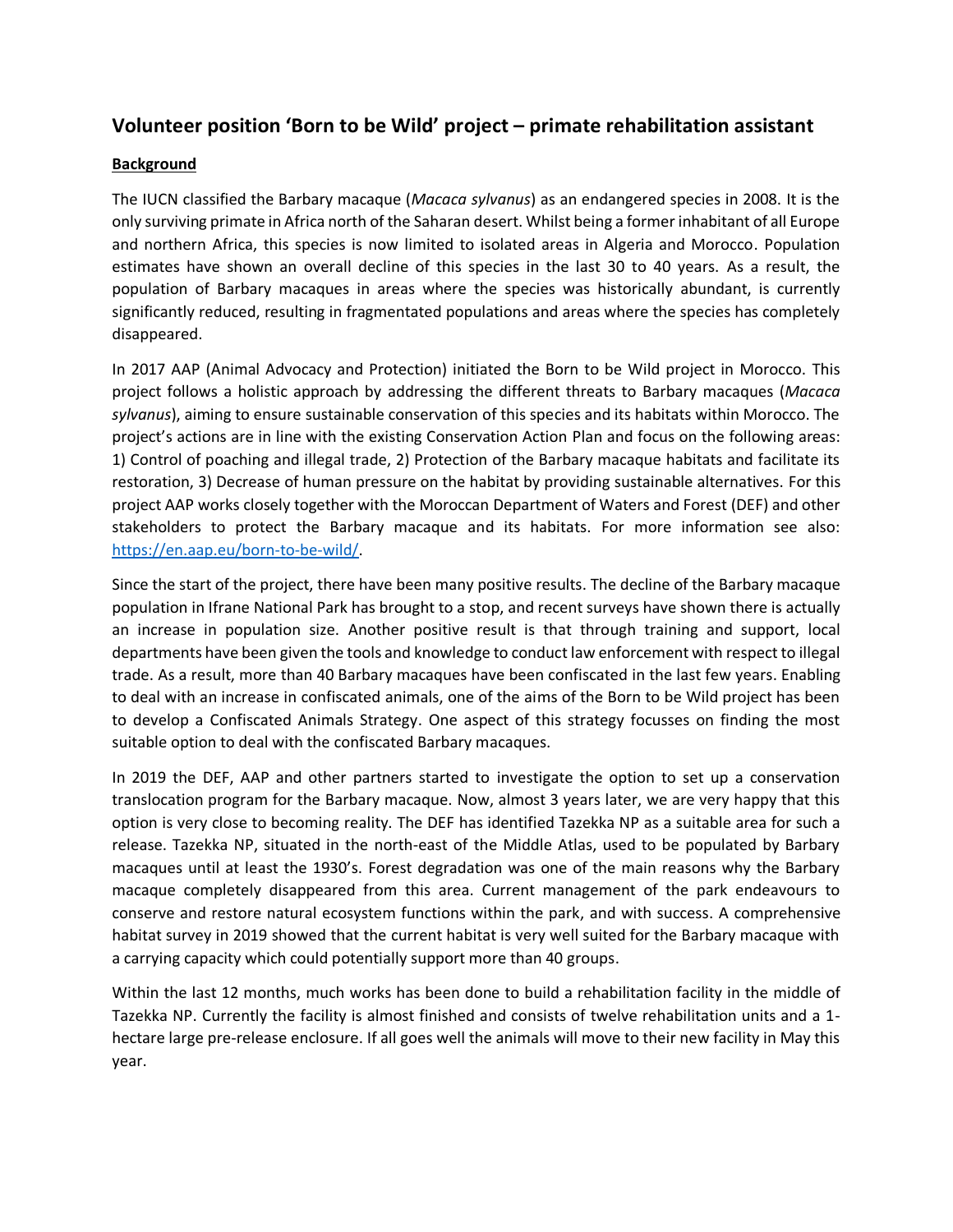## Volunteer position 'Born to be Wild' project – primate rehabilitation assistant

**Background**

The IUCN classified the Barbary macaque (*Macaca sylvanus*) as an endangered species in 2008. It is the only surviving primate in Africa north of the Saharan desert. Whilst being a former inhabitant of all Europe and northern Africa, this species is now limited to isolated areas in Algeria and Morocco. Population estimates have shown an overall decline of this species in the last 30 to 40 years. As a result, the population of Barbary macaques in areas where the species was historically abundant, is currently significantly reduced, resulting in fragmentated populations and areas where the species has completely disappeared.

In 2017 AAP (Animal Advocacy and Protection) initiated the Born to be Wild project in Morocco. This project follows a holistic approach by addressing the different threats to Barbary macaques (*Macaca sylvanus*), aiming to ensure sustainable conservation of this species and its habitats within Morocco. The project's actions are in line with the existing Conservation Action Plan and focus on the following areas: 1) Control of poaching and illegal trade, 2) Protection of the Barbary macaque habitats and facilitate its restoration, 3) Decrease of human pressure on the habitat by providing sustainable alternatives. For this project AAP works closely together with the Moroccan Department of Waters and Forest (DEF) and other stakeholders to protect the Barbary macaque and its habitats. For more information see also: [https://en.aap.eu/born-to-be-wild/](https://en.aap.eu/born-to-be-wild/).

Since the start of the project, there have been many positive results. The decline of the Barbary macaque population in Ifrane National Park has brought to a stop, and recent surveys have shown there is actually an increase in population size. Another positive result is that through training and support, local departments have been given the tools and knowledge to conduct law enforcement with respect to illegal trade. As a result, more than 40 Barbary macaques have been confiscated in the last few years. Enabling to deal with an increase in confiscated animals, one of the aims of the Born to be Wild project has been to develop a Confiscated Animals Strategy. One aspect of this strategy focusses on finding the most suitable option to deal with the confiscated Barbary macaques.

In 2019 the DEF, AAP and other partners started to investigate the option to set up a conservation translocation program for the Barbary macaque. Now, almost 3 years later, we are very happy that this option is very close to becoming reality. The DEF has identified Tazekka NP as a suitable area for such a release. Tazekka NP, situated in the north-east of the Middle Atlas, used to be populated by Barbary macaques until at least the 1930's. Forest degradation was one of the main reasons why the Barbary macaque completely disappeared from this area. Current management of the park endeavours to conserve and restore natural ecosystem functions within the park, and with success. A comprehensive habitat survey in 2019 showed that the current habitat is very well suited for the Barbary macaque with a carrying capacity which could potentially support more than 40 groups.

Within the last 12 months, much works has been done to build a rehabilitation facility in the middle of Tazekka NP. Currently the facility is almost finished and consists of twelve rehabilitation units and a 1-hectare large pre-release enclosure. If all goes well the animals will move to their new facility in May this year.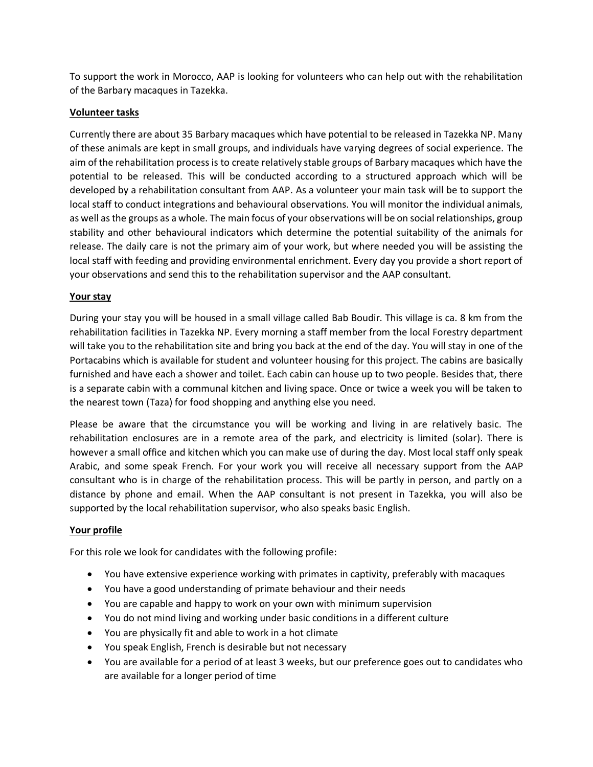To support the work in Morocco, AAP is looking for volunteers who can help out with the rehabilitation of the Barbary macaques in Tazekka.

**Volunteer tasks**

Currently there are about 35 Barbary macaques which have potential to be released in Tazekka NP. Many of these animals are kept in small groups, and individuals have varying degrees of social experience. The aim of the rehabilitation process is to create relatively stable groups of Barbary macaques which have the potential to be released. This will be conducted according to a structured approach which will be developed by a rehabilitation consultant from AAP. As a volunteer your main task will be to support the local staff to conduct integrations and behavioural observations. You will monitor the individual animals, as well as the groups as a whole. The main focus of your observations will be on social relationships, group stability and other behavioural indicators which determine the potential suitability of the animals for release. The daily care is not the primary aim of your work, but where needed you will be assisting the local staff with feeding and providing environmental enrichment. Every day you provide a short report of your observations and send this to the rehabilitation supervisor and the AAP consultant.

**Your stay**

During your stay you will be housed in a small village called Bab Boudir. This village is ca. 8 km from the rehabilitation facilities in Tazekka NP. Every morning a staff member from the local Forestry department will take you to the rehabilitation site and bring you back at the end of the day. You will stay in one of the Portacabins which is available for student and volunteer housing for this project. The cabins are basically furnished and have each a shower and toilet. Each cabin can house up to two people. Besides that, there is a separate cabin with a communal kitchen and living space. Once or twice a week you will be taken to the nearest town (Taza) for food shopping and anything else you need.

Please be aware that the circumstance you will be working and living in are relatively basic. The rehabilitation enclosures are in a remote area of the park, and electricity is limited (solar). There is however a small office and kitchen which you can make use of during the day. Most local staff only speak Arabic, and some speak French. For your work you will receive all necessary support from the AAP consultant who is in charge of the rehabilitation process. This will be partly in person, and partly on a distance by phone and email. When the AAP consultant is not present in Tazekka, you will also be supported by the local rehabilitation supervisor, who also speaks basic English.

**Your profile**

For this role we look for candidates with the following profile:

- You have extensive experience working with primates in captivity, preferably with macaques
- You have a good understanding of primate behaviour and their needs
- You are capable and happy to work on your own with minimum supervision
- You do not mind living and working under basic conditions in a different culture
- You are physically fit and able to work in a hot climate
- You speak English, French is desirable but not necessary
- You are available for a period of at least 3 weeks, but our preference goes out to candidates who are available for a longer period of time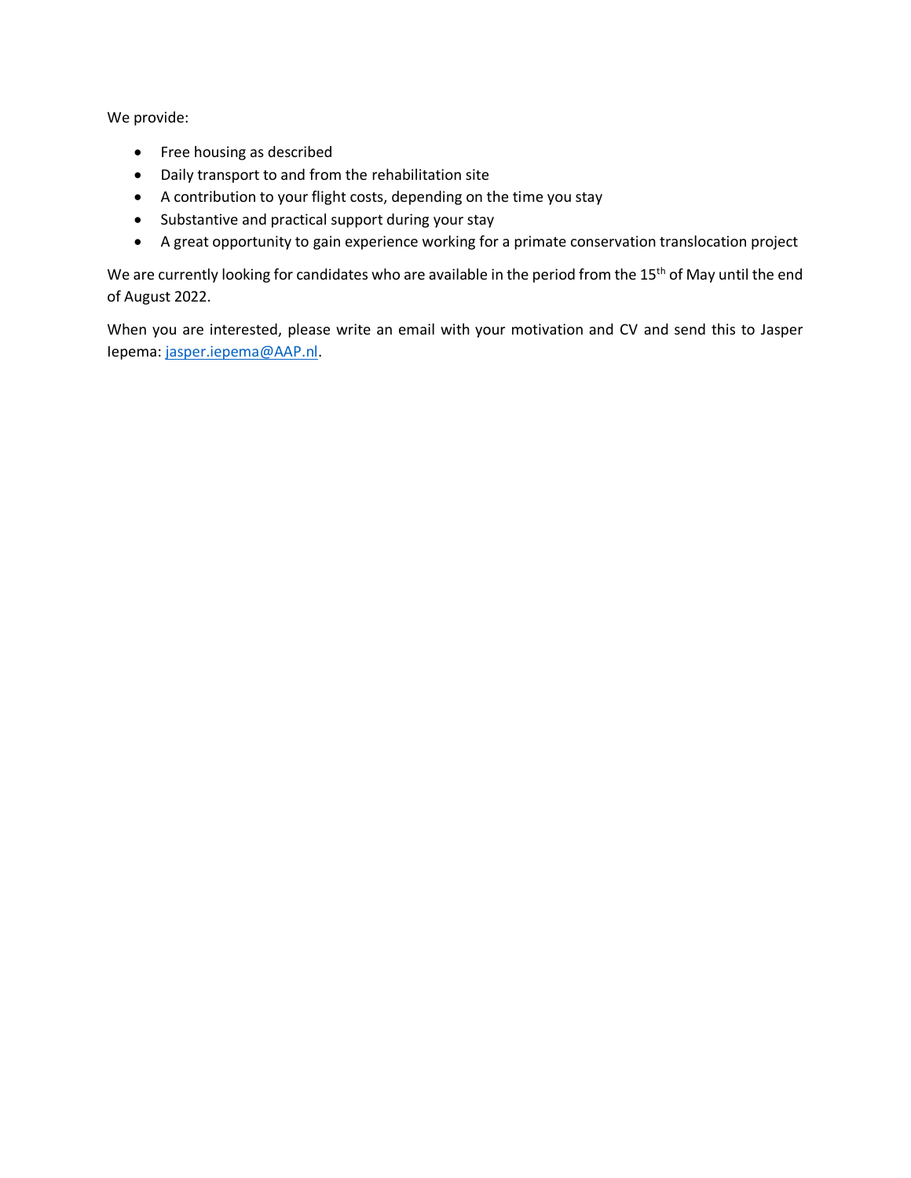We provide:

- Free housing as described
- Daily transport to and from the rehabilitation site
- A contribution to your flight costs, depending on the time you stay
- Substantive and practical support during your stay
- A great opportunity to gain experience working for a primate conservation translocation project

We are currently looking for candidates who are available in the period from the 15th of May until the end of August 2022.

When you are interested, please write an email with your motivation and CV and send this to Jasper Iepema: jasper.iepema@AAP.nl.